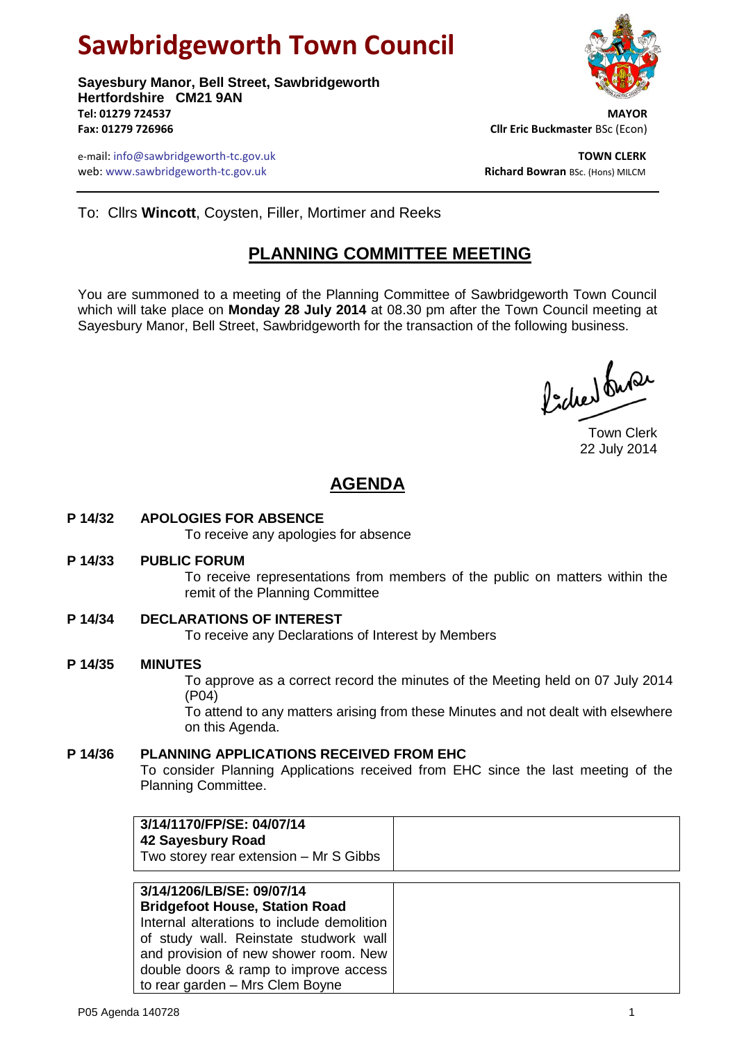# Sawbridgeworth Town Council

**Sayesbury Manor, Bell Street, Sawbridgeworth**
**Hertfordshire CM21 9AN**
**Tel: 01279 724537**
**Fax: 01279 726966**

**MAYOR**
**Cllr Eric Buckmaster** BSc (Econ)

e-mail: info@sawbridgeworth-tc.gov.uk
web: www.sawbridgeworth-tc.gov.uk

**TOWN CLERK**
**Richard Bowran** BSc. (Hons) MILCM

To: Cllrs **Wincott**, Coysten, Filler, Mortimer and Reeks

## PLANNING COMMITTEE MEETING

You are summoned to a meeting of the Planning Committee of Sawbridgeworth Town Council which will take place on **Monday 28 July 2014** at 08.30 pm after the Town Council meeting at Sayesbury Manor, Bell Street, Sawbridgeworth for the transaction of the following business.

Town Clerk
22 July 2014

## AGENDA

**P 14/32 APOLOGIES FOR ABSENCE**

To receive any apologies for absence

**P 14/33 PUBLIC FORUM**

To receive representations from members of the public on matters within the remit of the Planning Committee

**P 14/34 DECLARATIONS OF INTEREST**

To receive any Declarations of Interest by Members

**P 14/35 MINUTES**

To approve as a correct record the minutes of the Meeting held on 07 July 2014 (P04)

To attend to any matters arising from these Minutes and not dealt with elsewhere on this Agenda.

**P 14/36 PLANNING APPLICATIONS RECEIVED FROM EHC**

To consider Planning Applications received from EHC since the last meeting of the Planning Committee.

| | |
|---|---|
| **3/14/1170/FP/SE: 04/07/14**<br>**42 Sayesbury Road**<br>Two storey rear extension – Mr S Gibbs | |

| | |
|---|---|
| **3/14/1206/LB/SE: 09/07/14**<br>**Bridgefoot House, Station Road**<br>Internal alterations to include demolition of study wall. Reinstate studwork wall and provision of new shower room. New double doors & ramp to improve access to rear garden – Mrs Clem Boyne | |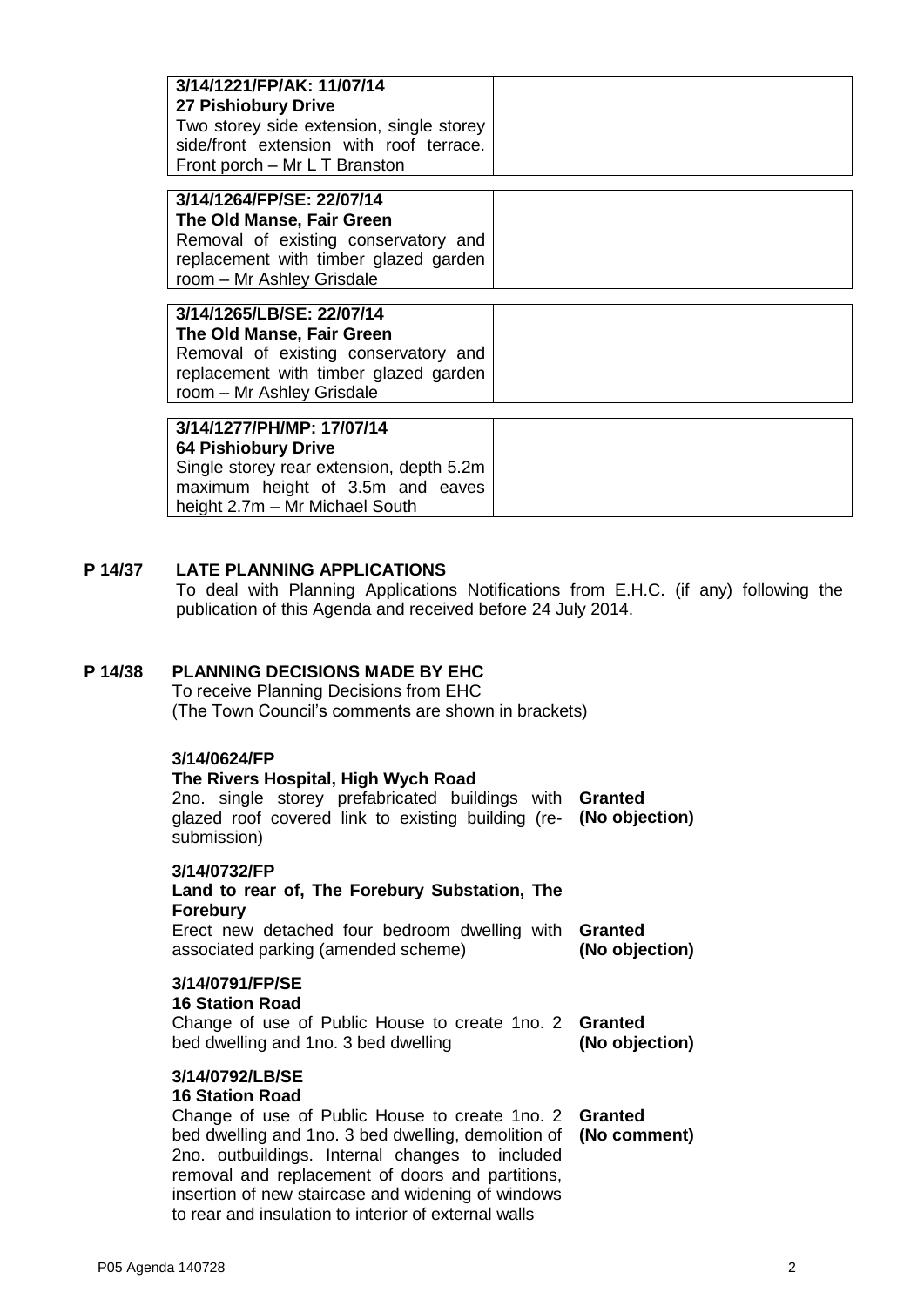| | |
|---|---|
| **3/14/1221/FP/AK: 11/07/14**<br>**27 Pishiobury Drive**<br>Two storey side extension, single storey side/front extension with roof terrace. Front porch – Mr L T Branston | |

| | |
|---|---|
| **3/14/1264/FP/SE: 22/07/14**<br>**The Old Manse, Fair Green**<br>Removal of existing conservatory and replacement with timber glazed garden room – Mr Ashley Grisdale | |

| | |
|---|---|
| **3/14/1265/LB/SE: 22/07/14**<br>**The Old Manse, Fair Green**<br>Removal of existing conservatory and replacement with timber glazed garden room – Mr Ashley Grisdale | |

| | |
|---|---|
| **3/14/1277/PH/MP: 17/07/14**<br>**64 Pishiobury Drive**<br>Single storey rear extension, depth 5.2m maximum height of 3.5m and eaves height 2.7m – Mr Michael South | |

## P 14/37 LATE PLANNING APPLICATIONS

To deal with Planning Applications Notifications from E.H.C. (if any) following the publication of this Agenda and received before 24 July 2014.

## P 14/38 PLANNING DECISIONS MADE BY EHC

To receive Planning Decisions from EHC
(The Town Council's comments are shown in brackets)

**3/14/0624/FP**
**The Rivers Hospital, High Wych Road**
2no. single storey prefabricated buildings with glazed roof covered link to existing building (re-submission) — **Granted (No objection)**

**3/14/0732/FP**
**Land to rear of, The Forebury Substation, The Forebury**
Erect new detached four bedroom dwelling with associated parking (amended scheme) — **Granted (No objection)**

**3/14/0791/FP/SE**
**16 Station Road**
Change of use of Public House to create 1no. 2 bed dwelling and 1no. 3 bed dwelling — **Granted (No objection)**

**3/14/0792/LB/SE**
**16 Station Road**
Change of use of Public House to create 1no. 2 bed dwelling and 1no. 3 bed dwelling, demolition of 2no. outbuildings. Internal changes to included removal and replacement of doors and partitions, insertion of new staircase and widening of windows to rear and insulation to interior of external walls — **Granted (No comment)**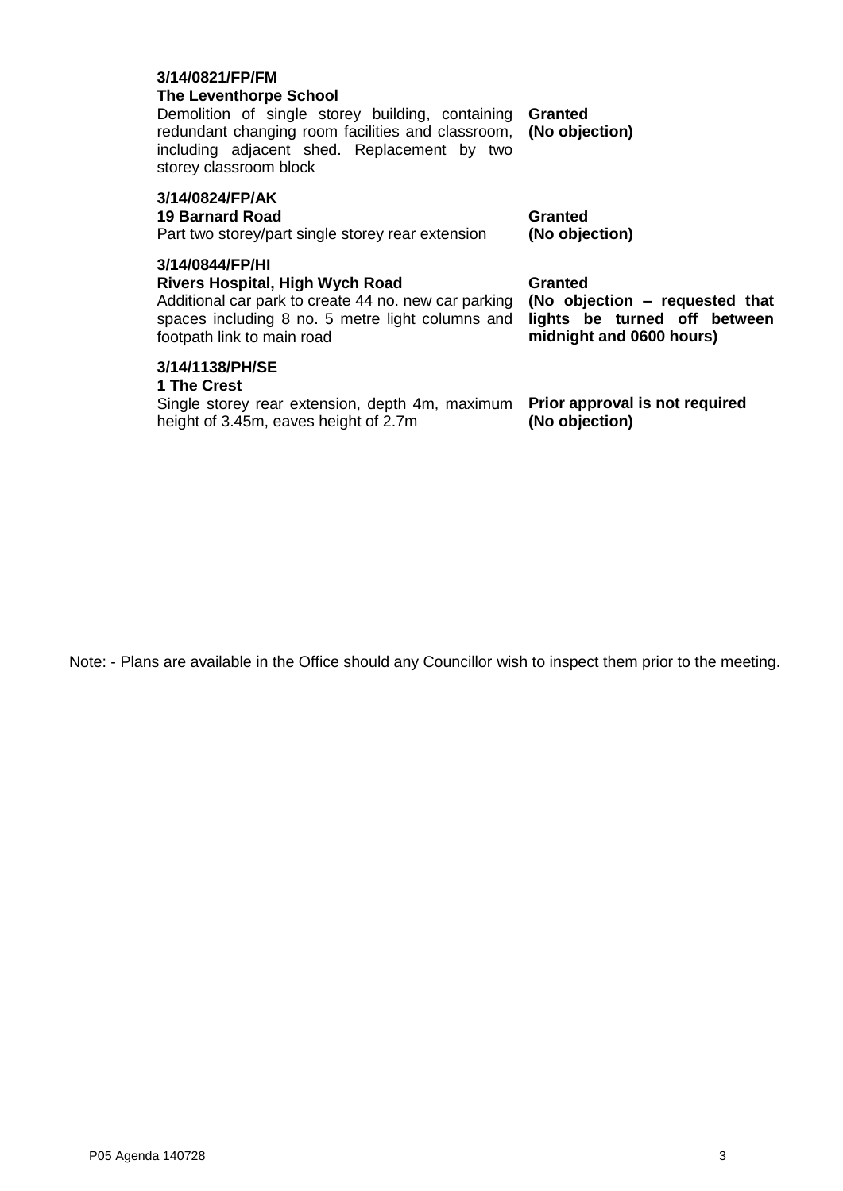**3/14/0821/FP/FM**
**The Leventhorpe School**
Demolition of single storey building, containing redundant changing room facilities and classroom, including adjacent shed. Replacement by two storey classroom block

**Granted**
**(No objection)**

**3/14/0824/FP/AK**
**19 Barnard Road**
Part two storey/part single storey rear extension

**Granted**
**(No objection)**

**3/14/0844/FP/HI**
**Rivers Hospital, High Wych Road**
Additional car park to create 44 no. new car parking spaces including 8 no. 5 metre light columns and footpath link to main road

**Granted**
**(No objection – requested that lights be turned off between midnight and 0600 hours)**

**3/14/1138/PH/SE**
**1 The Crest**
Single storey rear extension, depth 4m, maximum height of 3.45m, eaves height of 2.7m

**Prior approval is not required**
**(No objection)**

Note: - Plans are available in the Office should any Councillor wish to inspect them prior to the meeting.